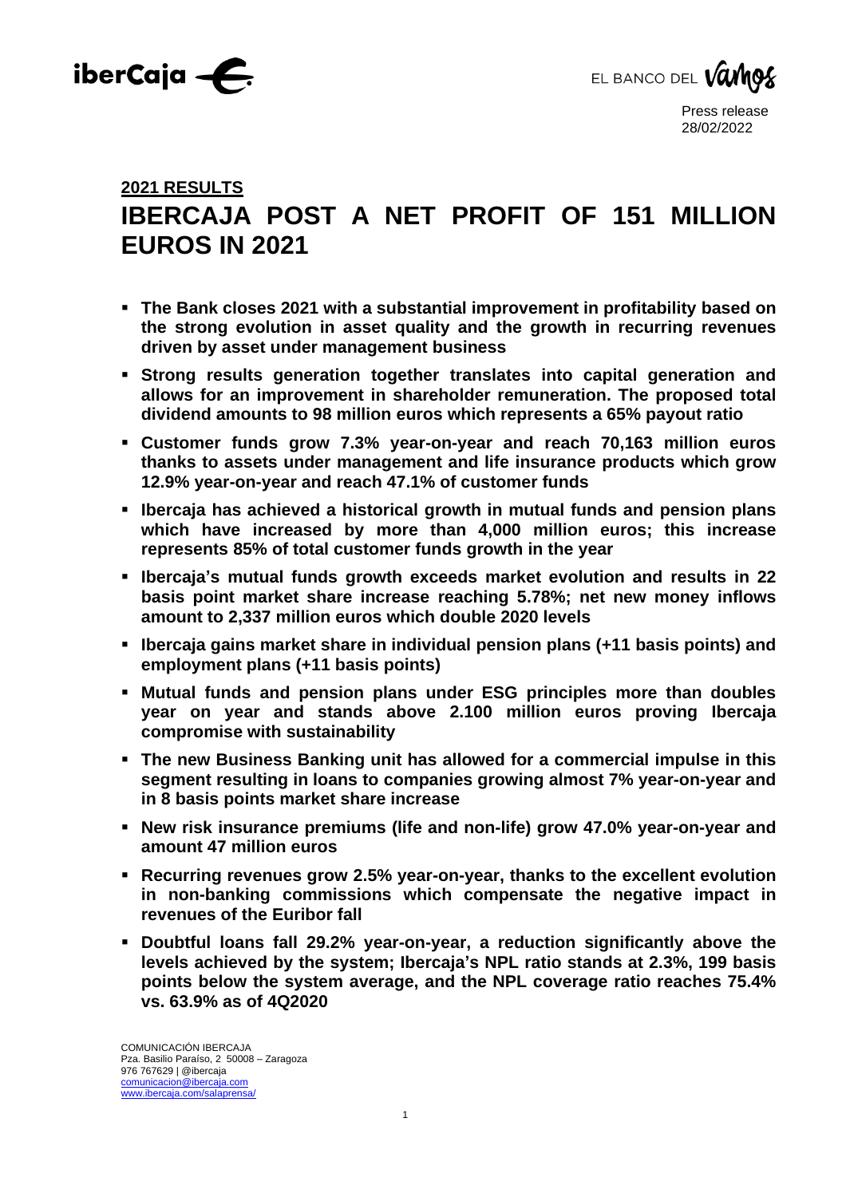iberCaja

EL BANCO DEL Vamos

Press release
28/02/2022

**2021 RESULTS**

# IBERCAJA POST A NET PROFIT OF 151 MILLION EUROS IN 2021

- **The Bank closes 2021 with a substantial improvement in profitability based on the strong evolution in asset quality and the growth in recurring revenues driven by asset under management business**
- **Strong results generation together translates into capital generation and allows for an improvement in shareholder remuneration. The proposed total dividend amounts to 98 million euros which represents a 65% payout ratio**
- **Customer funds grow 7.3% year-on-year and reach 70,163 million euros thanks to assets under management and life insurance products which grow 12.9% year-on-year and reach 47.1% of customer funds**
- **Ibercaja has achieved a historical growth in mutual funds and pension plans which have increased by more than 4,000 million euros; this increase represents 85% of total customer funds growth in the year**
- **Ibercaja's mutual funds growth exceeds market evolution and results in 22 basis point market share increase reaching 5.78%; net new money inflows amount to 2,337 million euros which double 2020 levels**
- **Ibercaja gains market share in individual pension plans (+11 basis points) and employment plans (+11 basis points)**
- **Mutual funds and pension plans under ESG principles more than doubles year on year and stands above 2.100 million euros proving Ibercaja compromise with sustainability**
- **The new Business Banking unit has allowed for a commercial impulse in this segment resulting in loans to companies growing almost 7% year-on-year and in 8 basis points market share increase**
- **New risk insurance premiums (life and non-life) grow 47.0% year-on-year and amount 47 million euros**
- **Recurring revenues grow 2.5% year-on-year, thanks to the excellent evolution in non-banking commissions which compensate the negative impact in revenues of the Euribor fall**
- **Doubtful loans fall 29.2% year-on-year, a reduction significantly above the levels achieved by the system; Ibercaja's NPL ratio stands at 2.3%, 199 basis points below the system average, and the NPL coverage ratio reaches 75.4% vs. 63.9% as of 4Q2020**

COMUNICACIÓN IBERCAJA
Pza. Basilio Paraíso, 2 50008 – Zaragoza
976 767629 | @ibercaja
comunicacion@ibercaja.com
www.ibercaja.com/salaprensa/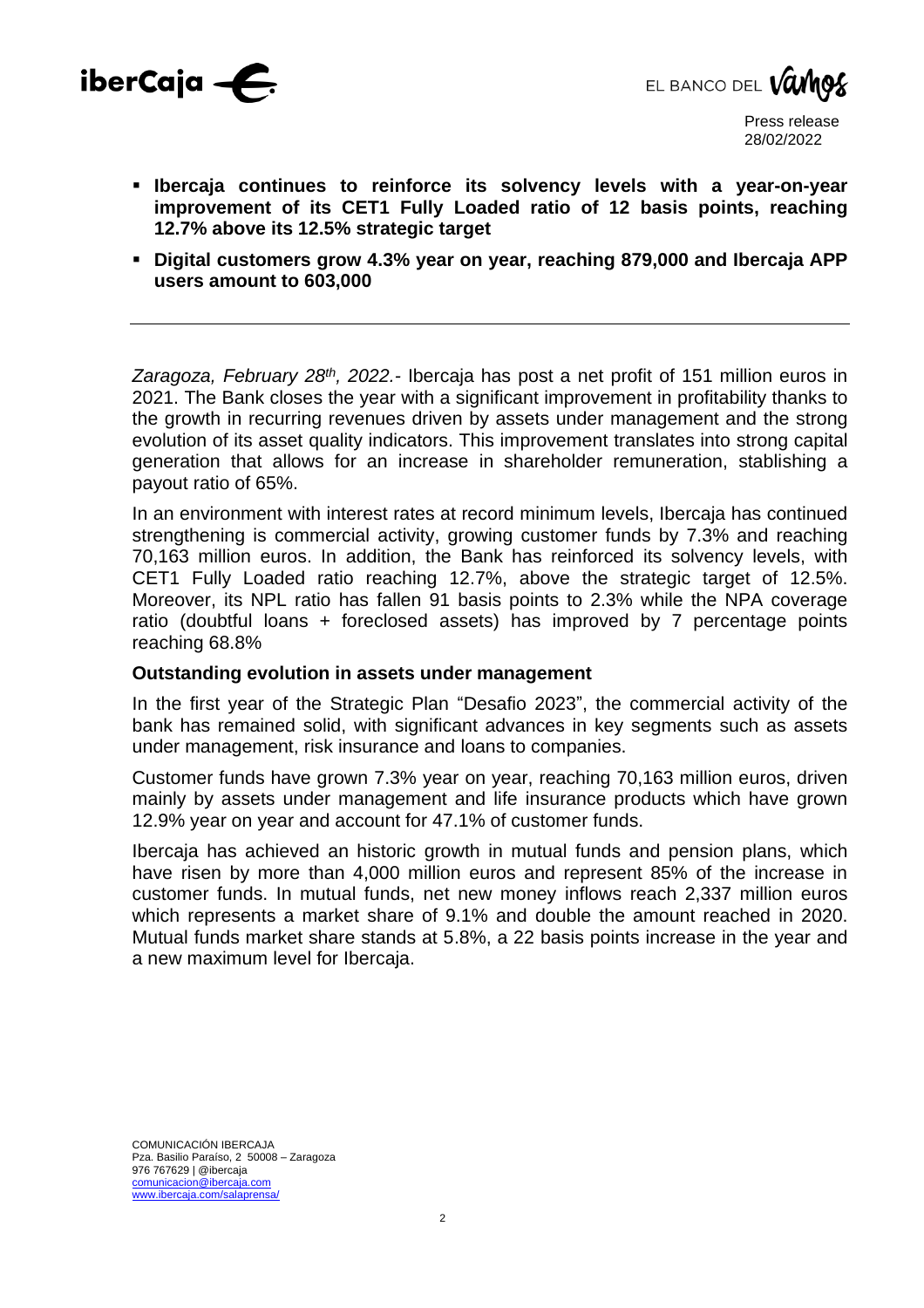- **Ibercaja continues to reinforce its solvency levels with a year-on-year improvement of its CET1 Fully Loaded ratio of 12 basis points, reaching 12.7% above its 12.5% strategic target**
- **Digital customers grow 4.3% year on year, reaching 879,000 and Ibercaja APP users amount to 603,000**

---

*Zaragoza, February 28th, 2022.-* Ibercaja has post a net profit of 151 million euros in 2021. The Bank closes the year with a significant improvement in profitability thanks to the growth in recurring revenues driven by assets under management and the strong evolution of its asset quality indicators. This improvement translates into strong capital generation that allows for an increase in shareholder remuneration, stablishing a payout ratio of 65%.

In an environment with interest rates at record minimum levels, Ibercaja has continued strengthening is commercial activity, growing customer funds by 7.3% and reaching 70,163 million euros. In addition, the Bank has reinforced its solvency levels, with CET1 Fully Loaded ratio reaching 12.7%, above the strategic target of 12.5%. Moreover, its NPL ratio has fallen 91 basis points to 2.3% while the NPA coverage ratio (doubtful loans + foreclosed assets) has improved by 7 percentage points reaching 68.8%

## Outstanding evolution in assets under management

In the first year of the Strategic Plan "Desafio 2023", the commercial activity of the bank has remained solid, with significant advances in key segments such as assets under management, risk insurance and loans to companies.

Customer funds have grown 7.3% year on year, reaching 70,163 million euros, driven mainly by assets under management and life insurance products which have grown 12.9% year on year and account for 47.1% of customer funds.

Ibercaja has achieved an historic growth in mutual funds and pension plans, which have risen by more than 4,000 million euros and represent 85% of the increase in customer funds. In mutual funds, net new money inflows reach 2,337 million euros which represents a market share of 9.1% and double the amount reached in 2020. Mutual funds market share stands at 5.8%, a 22 basis points increase in the year and a new maximum level for Ibercaja.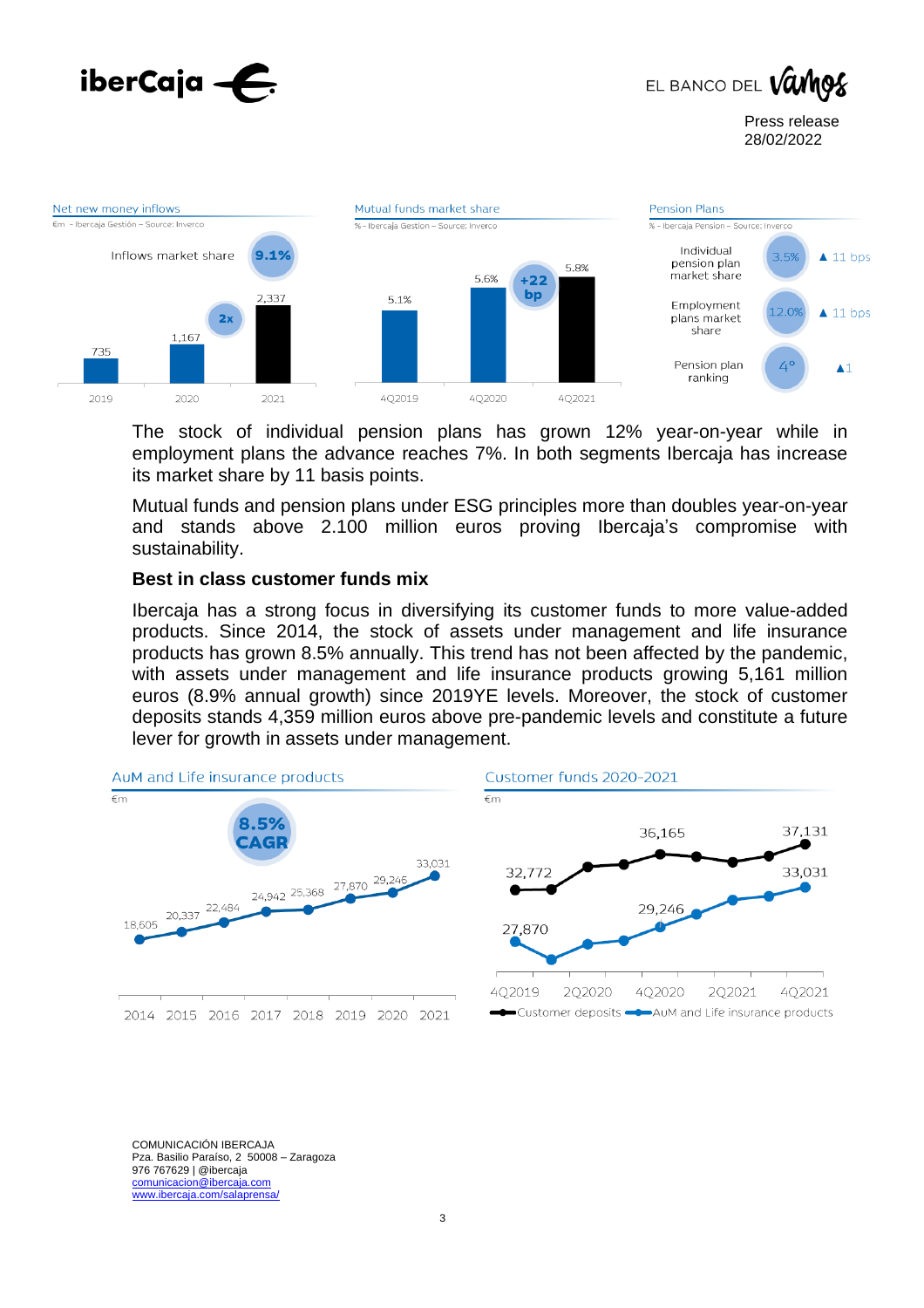Net new money inflows
€m - Ibercaja Gestión – Source: Inverco

Inflows market share 9.1%

| 2019 | 2020 | 2021 |
|---|---|---|
| 735 | 1,167 | 2,337 |

2x

Mutual funds market share
% - Ibercaja Gestión – Source: Inverco

| 4Q2019 | 4Q2020 | 4Q2021 |
|---|---|---|
| 5.1% | 5.6% | 5.8% |

+22 bp

Pension Plans
% - Ibercaja Pension – Source: Inverco

| | | |
|---|---|---|
| Individual pension plan market share | 3.5% | ▲ 11 bps |
| Employment plans market share | 12.0% | ▲ 11 bps |
| Pension plan ranking | 4º | ▲1 |

The stock of individual pension plans has grown 12% year-on-year while in employment plans the advance reaches 7%. In both segments Ibercaja has increase its market share by 11 basis points.

Mutual funds and pension plans under ESG principles more than doubles year-on-year and stands above 2.100 million euros proving Ibercaja's compromise with sustainability.

### Best in class customer funds mix

Ibercaja has a strong focus in diversifying its customer funds to more value-added products. Since 2014, the stock of assets under management and life insurance products has grown 8.5% annually. This trend has not been affected by the pandemic, with assets under management and life insurance products growing 5,161 million euros (8.9% annual growth) since 2019YE levels. Moreover, the stock of customer deposits stands 4,359 million euros above pre-pandemic levels and constitute a future lever for growth in assets under management.

AuM and Life insurance products
€m

8.5% CAGR

| 2014 | 2015 | 2016 | 2017 | 2018 | 2019 | 2020 | 2021 |
|---|---|---|---|---|---|---|---|
| 18,605 | 20,337 | 22,484 | 24,942 | 25,368 | 27,870 | 29,246 | 33,031 |

Customer funds 2020-2021
€m

| | 4Q2019 | 4Q2020 | 4Q2021 |
|---|---|---|---|
| Customer deposits | 32,772 | 36,165 | 37,131 |
| AuM and Life insurance products | 27,870 | 29,246 | 33,031 |

COMUNICACIÓN IBERCAJA
Pza. Basilio Paraíso, 2 50008 – Zaragoza
976 767629 | @ibercaja
comunicacion@ibercaja.com
www.ibercaja.com/salaprensa/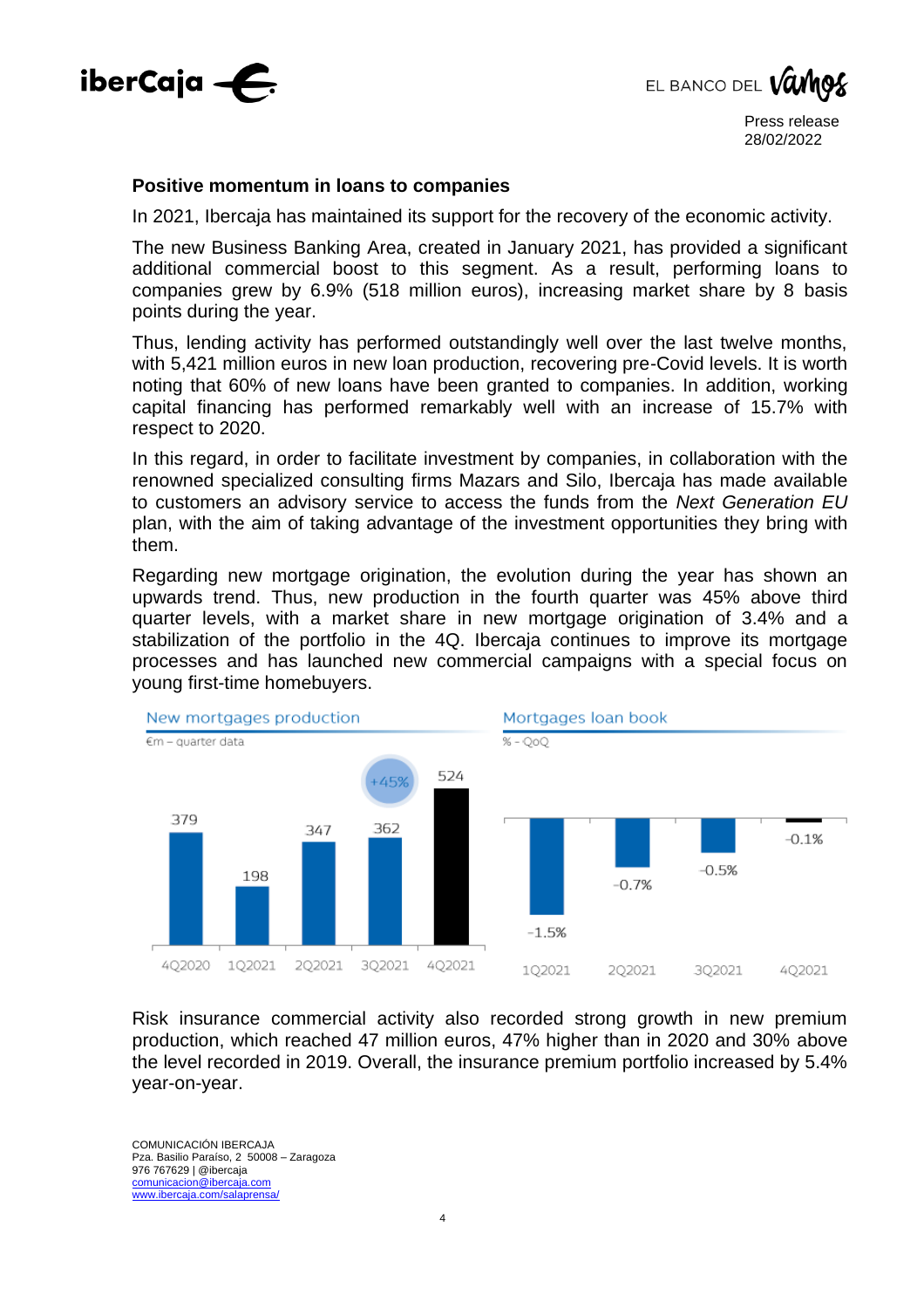### Positive momentum in loans to companies

In 2021, Ibercaja has maintained its support for the recovery of the economic activity.

The new Business Banking Area, created in January 2021, has provided a significant additional commercial boost to this segment. As a result, performing loans to companies grew by 6.9% (518 million euros), increasing market share by 8 basis points during the year.

Thus, lending activity has performed outstandingly well over the last twelve months, with 5,421 million euros in new loan production, recovering pre-Covid levels. It is worth noting that 60% of new loans have been granted to companies. In addition, working capital financing has performed remarkably well with an increase of 15.7% with respect to 2020.

In this regard, in order to facilitate investment by companies, in collaboration with the renowned specialized consulting firms Mazars and Silo, Ibercaja has made available to customers an advisory service to access the funds from the *Next Generation EU* plan, with the aim of taking advantage of the investment opportunities they bring with them.

Regarding new mortgage origination, the evolution during the year has shown an upwards trend. Thus, new production in the fourth quarter was 45% above third quarter levels, with a market share in new mortgage origination of 3.4% and a stabilization of the portfolio in the 4Q. Ibercaja continues to improve its mortgage processes and has launched new commercial campaigns with a special focus on young first-time homebuyers.

**New mortgages production**

€m – quarter data

| 4Q2020 | 1Q2021 | 2Q2021 | 3Q2021 | 4Q2021 |
|---|---|---|---|---|
| 379 | 198 | 347 | 362 | 524 (+45%) |

**Mortgages loan book**

% - QoQ

| 1Q2021 | 2Q2021 | 3Q2021 | 4Q2021 |
|---|---|---|---|
| -1.5% | -0.7% | -0.5% | -0.1% |

Risk insurance commercial activity also recorded strong growth in new premium production, which reached 47 million euros, 47% higher than in 2020 and 30% above the level recorded in 2019. Overall, the insurance premium portfolio increased by 5.4% year-on-year.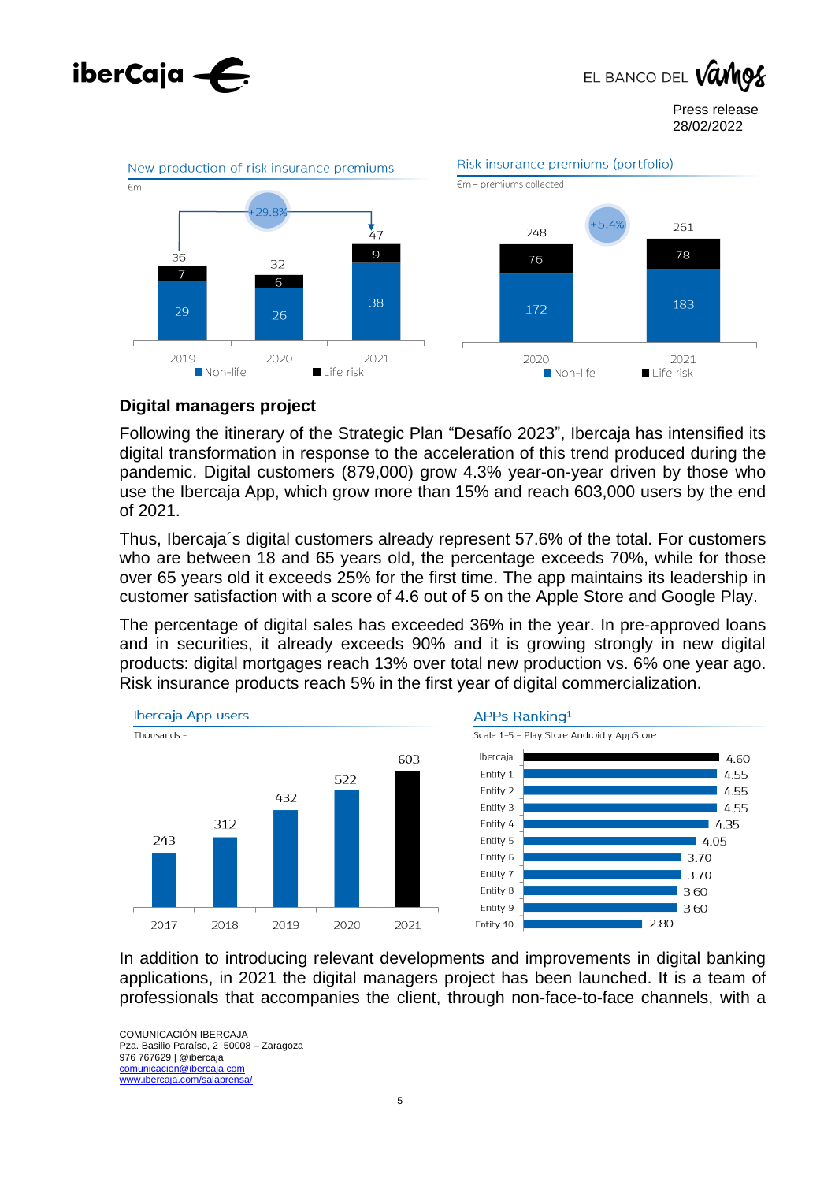New production of risk insurance premiums

€m

| | 2019 | 2020 | 2021 |
|---|---|---|---|
| Non-life | 29 | 26 | 38 |
| Life risk | 7 | 6 | 9 |
| Total | 36 | 32 | 47 |

+29.8%

Risk insurance premiums (portfolio)

€m – premiums collected

| | 2020 | 2021 |
|---|---|---|
| Non-life | 172 | 183 |
| Life risk | 76 | 78 |
| Total | 248 | 261 |

+5.4%

## Digital managers project

Following the itinerary of the Strategic Plan "Desafío 2023", Ibercaja has intensified its digital transformation in response to the acceleration of this trend produced during the pandemic. Digital customers (879,000) grow 4.3% year-on-year driven by those who use the Ibercaja App, which grow more than 15% and reach 603,000 users by the end of 2021.

Thus, Ibercaja´s digital customers already represent 57.6% of the total. For customers who are between 18 and 65 years old, the percentage exceeds 70%, while for those over 65 years old it exceeds 25% for the first time. The app maintains its leadership in customer satisfaction with a score of 4.6 out of 5 on the Apple Store and Google Play.

The percentage of digital sales has exceeded 36% in the year. In pre-approved loans and in securities, it already exceeds 90% and it is growing strongly in new digital products: digital mortgages reach 13% over total new production vs. 6% one year ago. Risk insurance products reach 5% in the first year of digital commercialization.

Ibercaja App users

Thousands -

| 2017 | 2018 | 2019 | 2020 | 2021 |
|---|---|---|---|---|
| 243 | 312 | 432 | 522 | 603 |

APPs Ranking[1]

Scale 1-5 – Play Store Android y AppStore

| Entity | Score |
|---|---|
| Ibercaja | 4.60 |
| Entity 1 | 4.55 |
| Entity 2 | 4.55 |
| Entity 3 | 4.55 |
| Entity 4 | 4.35 |
| Entity 5 | 4.05 |
| Entity 6 | 3.70 |
| Entity 7 | 3.70 |
| Entity 8 | 3.60 |
| Entity 9 | 3.60 |
| Entity 10 | 2.80 |

In addition to introducing relevant developments and improvements in digital banking applications, in 2021 the digital managers project has been launched. It is a team of professionals that accompanies the client, through non-face-to-face channels, with a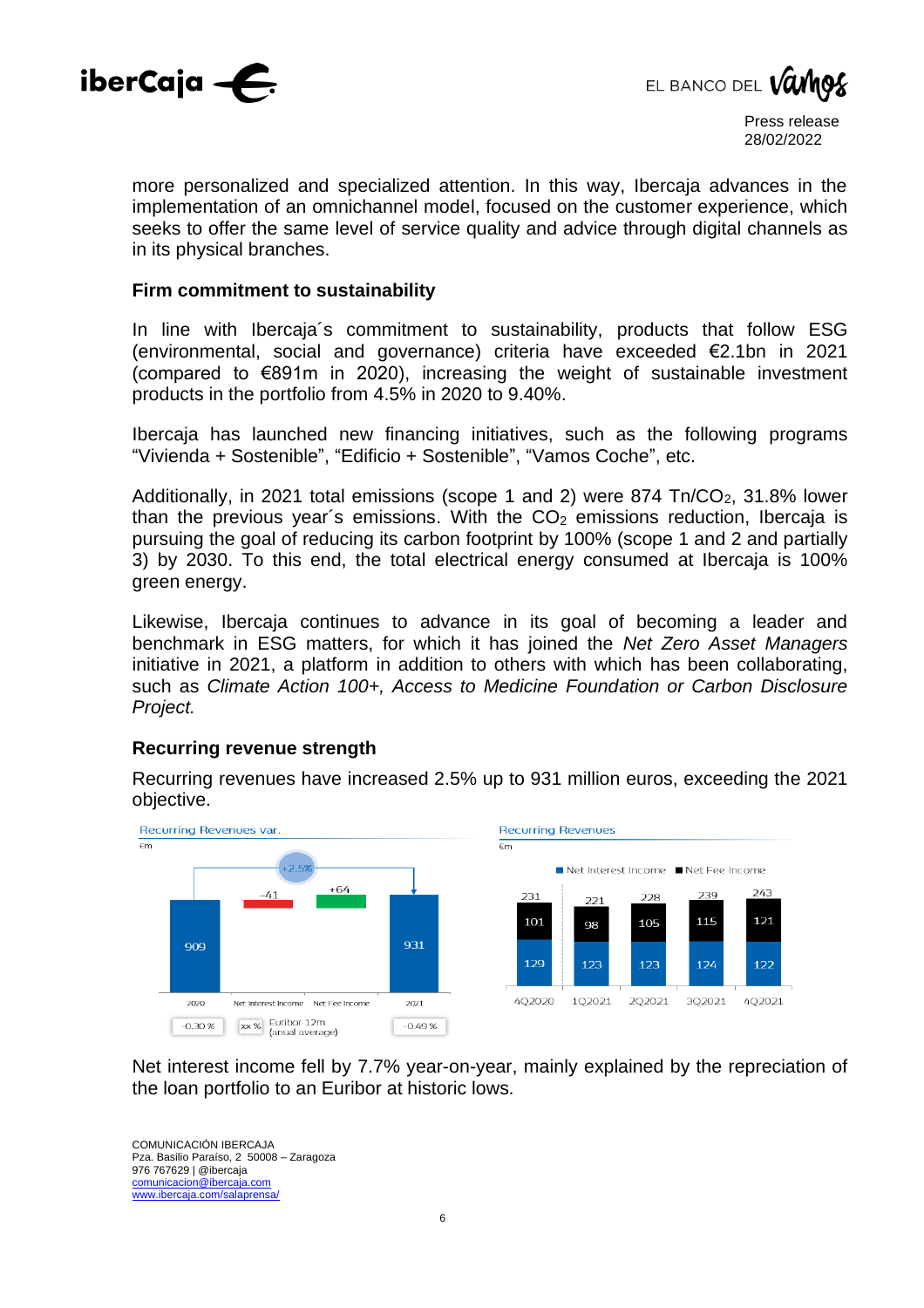more personalized and specialized attention. In this way, Ibercaja advances in the implementation of an omnichannel model, focused on the customer experience, which seeks to offer the same level of service quality and advice through digital channels as in its physical branches.

### Firm commitment to sustainability

In line with Ibercaja´s commitment to sustainability, products that follow ESG (environmental, social and governance) criteria have exceeded €2.1bn in 2021 (compared to €891m in 2020), increasing the weight of sustainable investment products in the portfolio from 4.5% in 2020 to 9.40%.

Ibercaja has launched new financing initiatives, such as the following programs "Vivienda + Sostenible", "Edificio + Sostenible", "Vamos Coche", etc.

Additionally, in 2021 total emissions (scope 1 and 2) were 874 Tn/$CO_2$, 31.8% lower than the previous year´s emissions. With the $CO_2$ emissions reduction, Ibercaja is pursuing the goal of reducing its carbon footprint by 100% (scope 1 and 2 and partially 3) by 2030. To this end, the total electrical energy consumed at Ibercaja is 100% green energy.

Likewise, Ibercaja continues to advance in its goal of becoming a leader and benchmark in ESG matters, for which it has joined the *Net Zero Asset Managers* initiative in 2021, a platform in addition to others with which has been collaborating, such as *Climate Action 100+, Access to Medicine Foundation or Carbon Disclosure Project.*

### Recurring revenue strength

Recurring revenues have increased 2.5% up to 931 million euros, exceeding the 2021 objective.

**Recurring Revenues var.** (€m)

| | 2020 | Net Interest Income | Net Fee Income | 2021 |
|---|---|---|---|---|
| Recurring Revenues | 909 | -41 | +64 | 931 |
| Euribor 12m (anual average) | -0.30 % | | | -0.49 % |

Change: +2.5%

**Recurring Revenues** (€m)

| | 4Q2020 | 1Q2021 | 2Q2021 | 3Q2021 | 4Q2021 |
|---|---|---|---|---|---|
| Net Interest Income | 129 | 123 | 123 | 124 | 122 |
| Net Fee Income | 101 | 98 | 105 | 115 | 121 |
| Total | 231 | 221 | 228 | 239 | 243 |

Net interest income fell by 7.7% year-on-year, mainly explained by the repreciation of the loan portfolio to an Euribor at historic lows.

COMUNICACIÓN IBERCAJA
Pza. Basilio Paraíso, 2 50008 – Zaragoza
976 767629 | @ibercaja
comunicacion@ibercaja.com
www.ibercaja.com/salaprensa/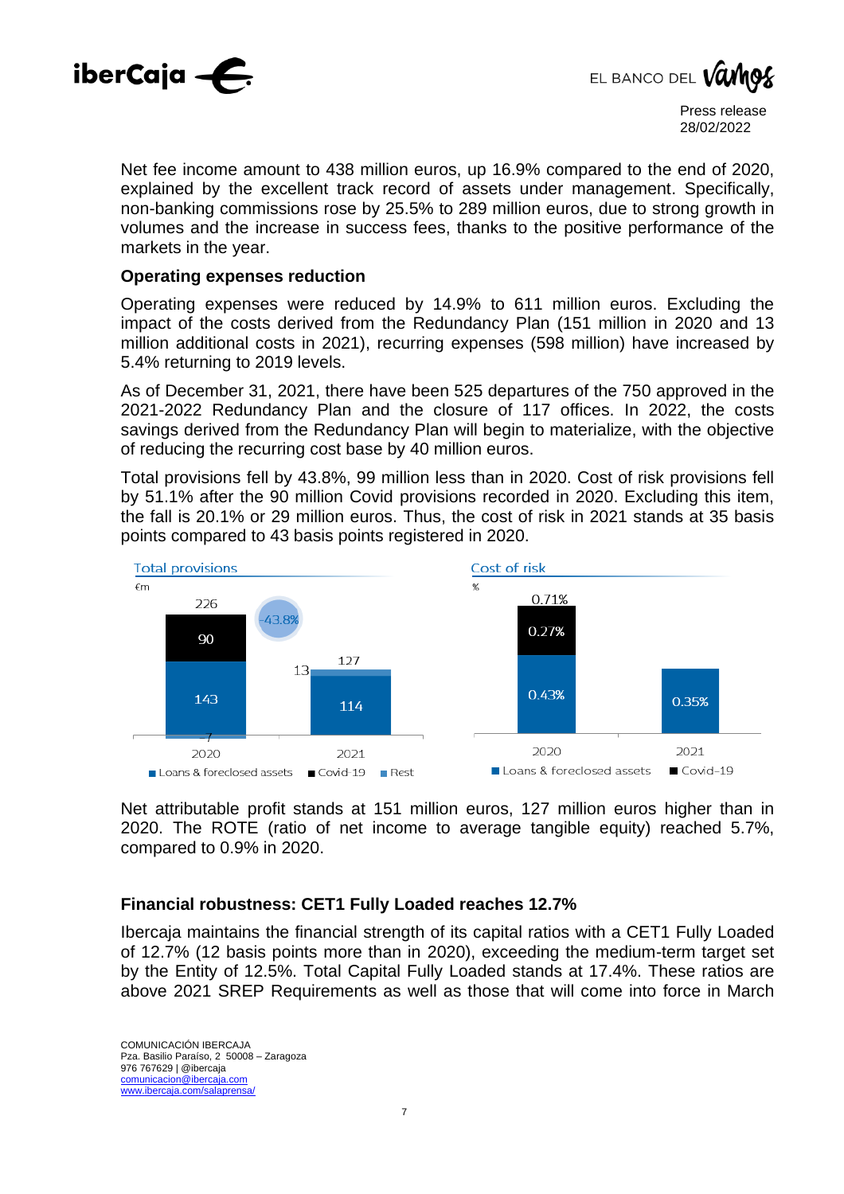Net fee income amount to 438 million euros, up 16.9% compared to the end of 2020, explained by the excellent track record of assets under management. Specifically, non-banking commissions rose by 25.5% to 289 million euros, due to strong growth in volumes and the increase in success fees, thanks to the positive performance of the markets in the year.

**Operating expenses reduction**

Operating expenses were reduced by 14.9% to 611 million euros. Excluding the impact of the costs derived from the Redundancy Plan (151 million in 2020 and 13 million additional costs in 2021), recurring expenses (598 million) have increased by 5.4% returning to 2019 levels.

As of December 31, 2021, there have been 525 departures of the 750 approved in the 2021-2022 Redundancy Plan and the closure of 117 offices. In 2022, the costs savings derived from the Redundancy Plan will begin to materialize, with the objective of reducing the recurring cost base by 40 million euros.

Total provisions fell by 43.8%, 99 million less than in 2020. Cost of risk provisions fell by 51.1% after the 90 million Covid provisions recorded in 2020. Excluding this item, the fall is 20.1% or 29 million euros. Thus, the cost of risk in 2021 stands at 35 basis points compared to 43 basis points registered in 2020.

**Total provisions** (€m)

| | 2020 | 2021 |
|---|---|---|
| Loans & foreclosed assets | 143 | 114 |
| Covid-19 | 90 | |
| Rest | -7 | 13 |
| Total | 226 | 127 |

Change: -43.8%

**Cost of risk** (%)

| | 2020 | 2021 |
|---|---|---|
| Loans & foreclosed assets | 0.43% | 0.35% |
| Covid-19 | 0.27% | |
| Total | 0.71% | 0.35% |

Net attributable profit stands at 151 million euros, 127 million euros higher than in 2020. The ROTE (ratio of net income to average tangible equity) reached 5.7%, compared to 0.9% in 2020.

**Financial robustness: CET1 Fully Loaded reaches 12.7%**

Ibercaja maintains the financial strength of its capital ratios with a CET1 Fully Loaded of 12.7% (12 basis points more than in 2020), exceeding the medium-term target set by the Entity of 12.5%. Total Capital Fully Loaded stands at 17.4%. These ratios are above 2021 SREP Requirements as well as those that will come into force in March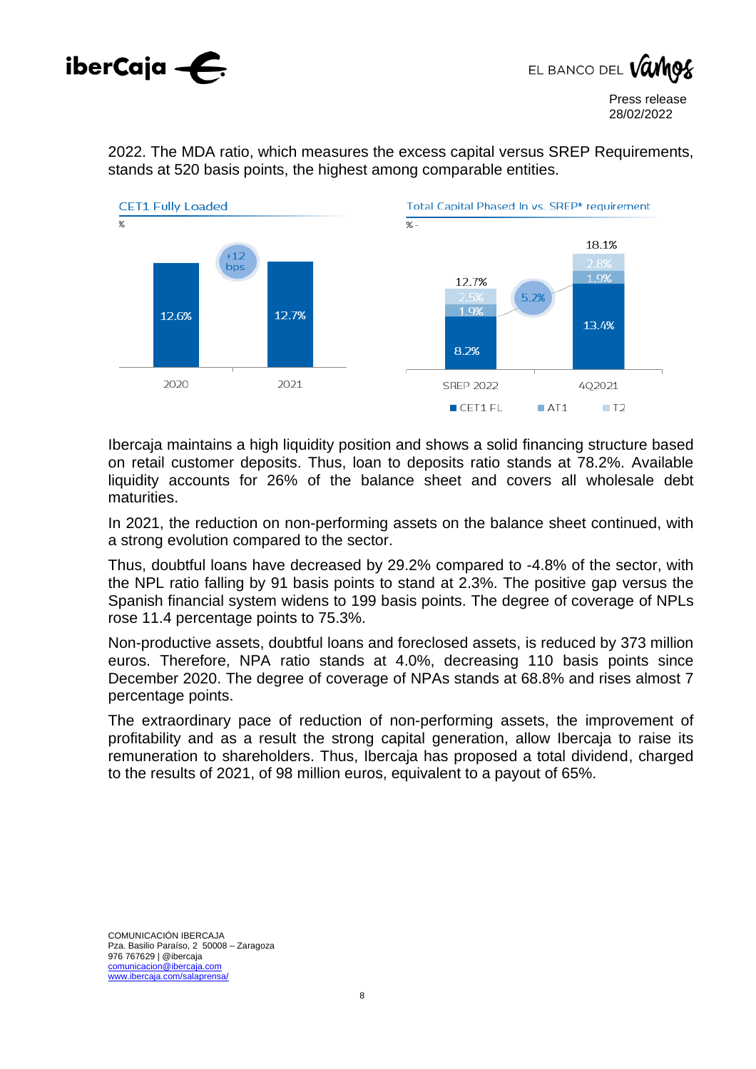2022. The MDA ratio, which measures the excess capital versus SREP Requirements, stands at 520 basis points, the highest among comparable entities.

**CET1 Fully Loaded**

%

| | 2020 | 2021 |
|---|---|---|
| CET1 Fully Loaded | 12.6% | 12.7% |

+12 bps

**Total Capital Phased In vs. SREP* requirement**

%

| | SREP 2022 | 4Q2021 |
|---|---|---|
| CET1 FL | 8.2% | 13.4% |
| AT1 | 1.9% | 1.9% |
| T2 | 2.5% | 2.8% |
| Total | 12.7% | 18.1% |

5.2%

Ibercaja maintains a high liquidity position and shows a solid financing structure based on retail customer deposits. Thus, loan to deposits ratio stands at 78.2%. Available liquidity accounts for 26% of the balance sheet and covers all wholesale debt maturities.

In 2021, the reduction on non-performing assets on the balance sheet continued, with a strong evolution compared to the sector.

Thus, doubtful loans have decreased by 29.2% compared to -4.8% of the sector, with the NPL ratio falling by 91 basis points to stand at 2.3%. The positive gap versus the Spanish financial system widens to 199 basis points. The degree of coverage of NPLs rose 11.4 percentage points to 75.3%.

Non-productive assets, doubtful loans and foreclosed assets, is reduced by 373 million euros. Therefore, NPA ratio stands at 4.0%, decreasing 110 basis points since December 2020. The degree of coverage of NPAs stands at 68.8% and rises almost 7 percentage points.

The extraordinary pace of reduction of non-performing assets, the improvement of profitability and as a result the strong capital generation, allow Ibercaja to raise its remuneration to shareholders. Thus, Ibercaja has proposed a total dividend, charged to the results of 2021, of 98 million euros, equivalent to a payout of 65%.

COMUNICACIÓN IBERCAJA
Pza. Basilio Paraíso, 2 50008 – Zaragoza
976 767629 | @ibercaja
comunicacion@ibercaja.com
www.ibercaja.com/salaprensa/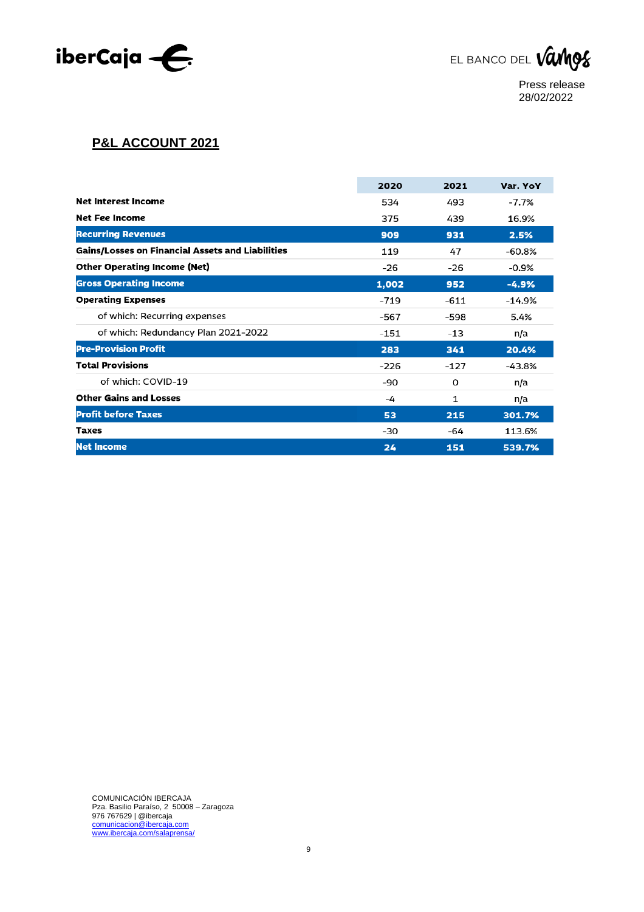ibercaja

EL BANCO DEL Vamos

Press release
28/02/2022

## P&L ACCOUNT 2021

| | 2020 | 2021 | Var. YoY |
|---|---|---|---|
| **Net Interest Income** | 534 | 493 | -7.7% |
| **Net Fee Income** | 375 | 439 | 16.9% |
| **Recurring Revenues** | **909** | **931** | **2.5%** |
| **Gains/Losses on Financial Assets and Liabilities** | 119 | 47 | -60.8% |
| **Other Operating Income (Net)** | -26 | -26 | -0.9% |
| **Gross Operating Income** | **1,002** | **952** | **-4.9%** |
| **Operating Expenses** | -719 | -611 | -14.9% |
| of which: Recurring expenses | -567 | -598 | 5.4% |
| of which: Redundancy Plan 2021-2022 | -151 | -13 | n/a |
| **Pre-Provision Profit** | **283** | **341** | **20.4%** |
| **Total Provisions** | -226 | -127 | -43.8% |
| of which: COVID-19 | -90 | 0 | n/a |
| **Other Gains and Losses** | -4 | 1 | n/a |
| **Profit before Taxes** | **53** | **215** | **301.7%** |
| **Taxes** | -30 | -64 | 113.6% |
| **Net Income** | **24** | **151** | **539.7%** |

COMUNICACIÓN IBERCAJA
Pza. Basilio Paraíso, 2 50008 – Zaragoza
976 767629 | @ibercaja
comunicacion@ibercaja.com
www.ibercaja.com/salaprensa/